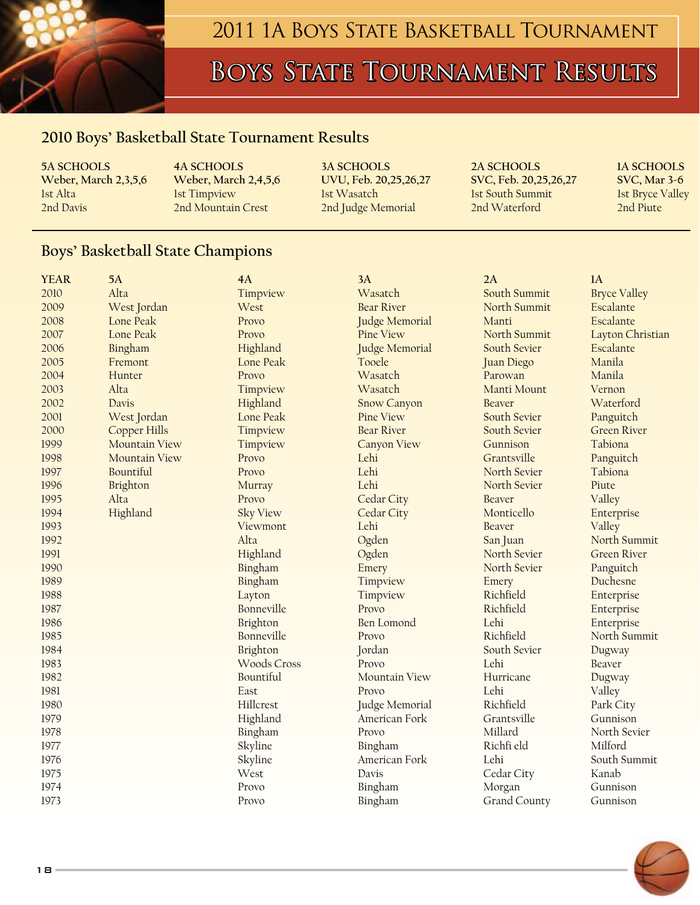# 2011 1A Boys State Basketball Tournament

# Boys State Tournament Results

## 2010 Boys' Basketball State Tournament Results

| 5A SCHOOLS | 4A SCHOOLS | 3A SCHOOLS | 2A SCHOOLS | 1A SCHOOLS |
|---|---|---|---|---|
| **Weber, March 2,3,5,6** | **Weber, March 2,4,5,6** | **UVU, Feb. 20,25,26,27** | **SVC, Feb. 20,25,26,27** | **SVC, Mar 3-6** |
| 1st Alta | 1st Timpview | 1st Wasatch | 1st South Summit | 1st Bryce Valley |
| 2nd Davis | 2nd Mountain Crest | 2nd Judge Memorial | 2nd Waterford | 2nd Piute |

## Boys' Basketball State Champions

| YEAR | 5A | 4A | 3A | 2A | 1A |
|---|---|---|---|---|---|
| 2010 | Alta | Timpview | Wasatch | South Summit | Bryce Valley |
| 2009 | West Jordan | West | Bear River | North Summit | Escalante |
| 2008 | Lone Peak | Provo | Judge Memorial | Manti | Escalante |
| 2007 | Lone Peak | Provo | Pine View | North Summit | Layton Christian |
| 2006 | Bingham | Highland | Judge Memorial | South Sevier | Escalante |
| 2005 | Fremont | Lone Peak | Tooele | Juan Diego | Manila |
| 2004 | Hunter | Provo | Wasatch | Parowan | Manila |
| 2003 | Alta | Timpview | Wasatch | Manti Mount | Vernon |
| 2002 | Davis | Highland | Snow Canyon | Beaver | Waterford |
| 2001 | West Jordan | Lone Peak | Pine View | South Sevier | Panguitch |
| 2000 | Copper Hills | Timpview | Bear River | South Sevier | Green River |
| 1999 | Mountain View | Timpview | Canyon View | Gunnison | Tabiona |
| 1998 | Mountain View | Provo | Lehi | Grantsville | Panguitch |
| 1997 | Bountiful | Provo | Lehi | North Sevier | Tabiona |
| 1996 | Brighton | Murray | Lehi | North Sevier | Piute |
| 1995 | Alta | Provo | Cedar City | Beaver | Valley |
| 1994 | Highland | Sky View | Cedar City | Monticello | Enterprise |
| 1993 | | Viewmont | Lehi | Beaver | Valley |
| 1992 | | Alta | Ogden | San Juan | North Summit |
| 1991 | | Highland | Ogden | North Sevier | Green River |
| 1990 | | Bingham | Emery | North Sevier | Panguitch |
| 1989 | | Bingham | Timpview | Emery | Duchesne |
| 1988 | | Layton | Timpview | Richfield | Enterprise |
| 1987 | | Bonneville | Provo | Richfield | Enterprise |
| 1986 | | Brighton | Ben Lomond | Lehi | Enterprise |
| 1985 | | Bonneville | Provo | Richfield | North Summit |
| 1984 | | Brighton | Jordan | South Sevier | Dugway |
| 1983 | | Woods Cross | Provo | Lehi | Beaver |
| 1982 | | Bountiful | Mountain View | Hurricane | Dugway |
| 1981 | | East | Provo | Lehi | Valley |
| 1980 | | Hillcrest | Judge Memorial | Richfield | Park City |
| 1979 | | Highland | American Fork | Grantsville | Gunnison |
| 1978 | | Bingham | Provo | Millard | North Sevier |
| 1977 | | Skyline | Bingham | Richfi eld | Milford |
| 1976 | | Skyline | American Fork | Lehi | South Summit |
| 1975 | | West | Davis | Cedar City | Kanab |
| 1974 | | Provo | Bingham | Morgan | Gunnison |
| 1973 | | Provo | Bingham | Grand County | Gunnison |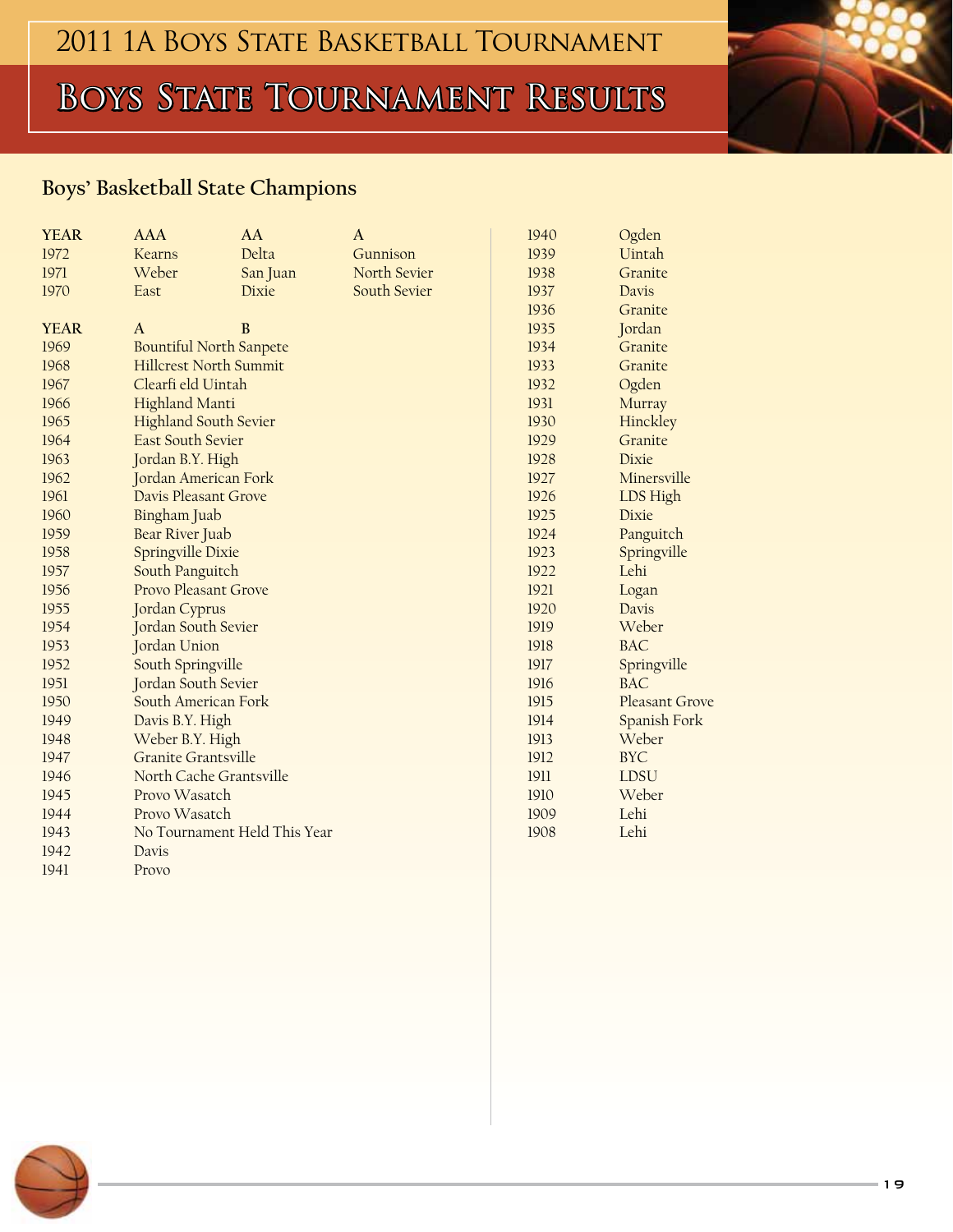# 2011 1A Boys State Basketball Tournament

## Boys State Tournament Results

### Boys' Basketball State Champions

| YEAR | AAA | AA | A |
|---|---|---|---|
| 1972 | Kearns | Delta | Gunnison |
| 1971 | Weber | San Juan | North Sevier |
| 1970 | East | Dixie | South Sevier |

| YEAR | A | B |
|---|---|---|
| 1969 | Bountiful | North Sanpete |
| 1968 | Hillcrest | North Summit |
| 1967 | Clearfi eld | Uintah |
| 1966 | Highland | Manti |
| 1965 | Highland | South Sevier |
| 1964 | East | South Sevier |
| 1963 | Jordan | B.Y. High |
| 1962 | Jordan | American Fork |
| 1961 | Davis | Pleasant Grove |
| 1960 | Bingham | Juab |
| 1959 | Bear River | Juab |
| 1958 | Springville | Dixie |
| 1957 | South | Panguitch |
| 1956 | Provo | Pleasant Grove |
| 1955 | Jordan | Cyprus |
| 1954 | Jordan | South Sevier |
| 1953 | Jordan | Union |
| 1952 | South | Springville |
| 1951 | Jordan | South Sevier |
| 1950 | South | American Fork |
| 1949 | Davis | B.Y. High |
| 1948 | Weber | B.Y. High |
| 1947 | Granite | Grantsville |
| 1946 | North Cache | Grantsville |
| 1945 | Provo | Wasatch |
| 1944 | Provo | Wasatch |
| 1943 | No Tournament Held This Year | |
| 1942 | Davis | |
| 1941 | Provo | |

| YEAR | Champion |
|---|---|
| 1940 | Ogden |
| 1939 | Uintah |
| 1938 | Granite |
| 1937 | Davis |
| 1936 | Granite |
| 1935 | Jordan |
| 1934 | Granite |
| 1933 | Granite |
| 1932 | Ogden |
| 1931 | Murray |
| 1930 | Hinckley |
| 1929 | Granite |
| 1928 | Dixie |
| 1927 | Minersville |
| 1926 | LDS High |
| 1925 | Dixie |
| 1924 | Panguitch |
| 1923 | Springville |
| 1922 | Lehi |
| 1921 | Logan |
| 1920 | Davis |
| 1919 | Weber |
| 1918 | BAC |
| 1917 | Springville |
| 1916 | BAC |
| 1915 | Pleasant Grove |
| 1914 | Spanish Fork |
| 1913 | Weber |
| 1912 | BYC |
| 1911 | LDSU |
| 1910 | Weber |
| 1909 | Lehi |
| 1908 | Lehi |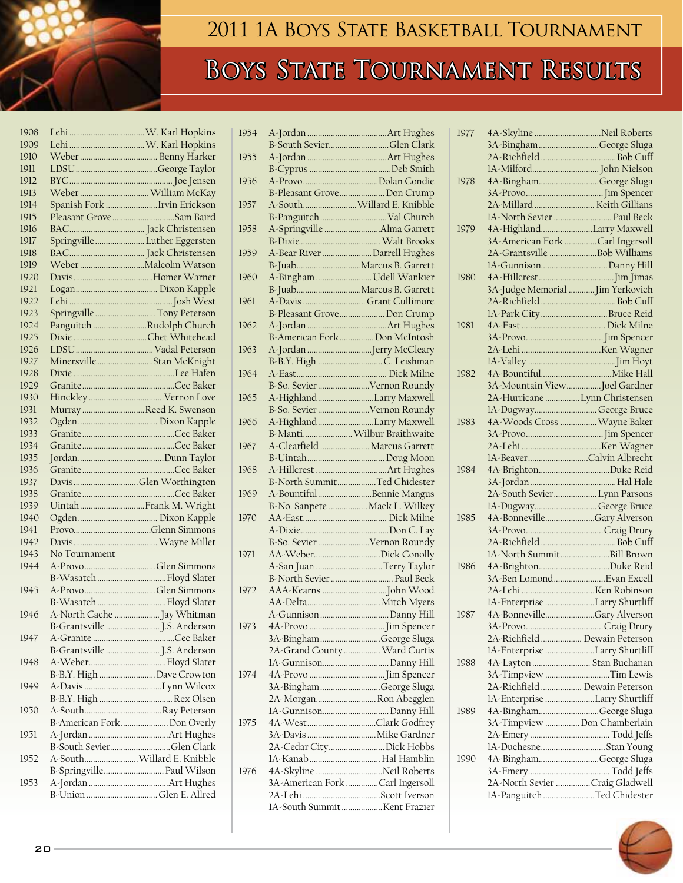# 2011 1A Boys State Basketball Tournament

## Boys State Tournament Results

| Year | Champion | Coach |
|---|---|---|
| 1908 | Lehi | W. Karl Hopkins |
| 1909 | Lehi | W. Karl Hopkins |
| 1910 | Weber | Benny Harker |
| 1911 | LDSU | George Taylor |
| 1912 | BYC | Joe Jensen |
| 1913 | Weber | William McKay |
| 1914 | Spanish Fork | Irvin Erickson |
| 1915 | Pleasant Grove | Sam Baird |
| 1916 | BAC | Jack Christensen |
| 1917 | Springville | Luther Eggersten |
| 1918 | BAC | Jack Christensen |
| 1919 | Weber | Malcolm Watson |
| 1920 | Davis | Homer Warner |
| 1921 | Logan | Dixon Kapple |
| 1922 | Lehi | Josh West |
| 1923 | Springville | Tony Peterson |
| 1924 | Panguitch | Rudolph Church |
| 1925 | Dixie | Chet Whitehead |
| 1926 | LDSU | Vadal Peterson |
| 1927 | Minersville | Stan McKnight |
| 1928 | Dixie | Lee Hafen |
| 1929 | Granite | Cec Baker |
| 1930 | Hinckley | Vernon Love |
| 1931 | Murray | Reed K. Swenson |
| 1932 | Ogden | Dixon Kapple |
| 1933 | Granite | Cec Baker |
| 1934 | Granite | Cec Baker |
| 1935 | Jordan | Dunn Taylor |
| 1936 | Granite | Cec Baker |
| 1937 | Davis | Glen Worthington |
| 1938 | Granite | Cec Baker |
| 1939 | Uintah | Frank M. Wright |
| 1940 | Ogden | Dixon Kapple |
| 1941 | Provo | Glenn Simmons |
| 1942 | Davis | Wayne Millet |
| 1943 | No Tournament | |
| 1944 | A-Provo | Glen Simmons |
| | B-Wasatch | Floyd Slater |
| 1945 | A-Provo | Glen Simmons |
| | B-Wasatch | Floyd Slater |
| 1946 | A-North Cache | Jay Whitman |
| | B-Grantsville | J.S. Anderson |
| 1947 | A-Granite | Cec Baker |
| | B-Grantsville | J.S. Anderson |
| 1948 | A-Weber | Floyd Slater |
| | B-B.Y. High | Dave Crowton |
| 1949 | A-Davis | Lynn Wilcox |
| | B-B.Y. High | Rex Olsen |
| 1950 | A-South | Ray Peterson |
| | B-American Fork | Don Overly |
| 1951 | A-Jordan | Art Hughes |
| | B-South Sevier | Glen Clark |
| 1952 | A-South | Willard E. Knibble |
| | B-Springville | Paul Wilson |
| 1953 | A-Jordan | Art Hughes |
| | B-Union | Glen E. Allred |
| 1954 | A-Jordan | Art Hughes |
| | B-South Sevier | Glen Clark |
| 1955 | A-Jordan | Art Hughes |
| | B-Cyprus | Deb Smith |
| 1956 | A-Provo | Dolan Condie |
| | B-Pleasant Grove | Don Crump |
| 1957 | A-South | Willard E. Knibble |
| | B-Panguitch | Val Church |
| 1958 | A-Springville | Alma Garrett |
| | B-Dixie | Walt Brooks |
| 1959 | A-Bear River | Darrell Hughes |
| | B-Juab | Marcus B. Garrett |
| 1960 | A-Bingham | Udell Wankier |
| | B-Juab | Marcus B. Garrett |
| 1961 | A-Davis | Grant Cullimore |
| | B-Pleasant Grove | Don Crump |
| 1962 | A-Jordan | Art Hughes |
| | B-American Fork | Don McIntosh |
| 1963 | A-Jordan | Jerry McCleary |
| | B-B.Y. High | C. Leishman |
| 1964 | A-East | Dick Milne |
| | B-So. Sevier | Vernon Roundy |
| 1965 | A-Highland | Larry Maxwell |
| | B-So. Sevier | Vernon Roundy |
| 1966 | A-Highland | Larry Maxwell |
| | B-Manti | Wilbur Braithwaite |
| 1967 | A-Clearfield | Marcus Garrett |
| | B-Uintah | Doug Moon |
| 1968 | A-Hillcrest | Art Hughes |
| | B-North Summit | Ted Chidester |
| 1969 | A-Bountiful | Bennie Mangus |
| | B-No. Sanpete | Mack L. Wilkey |
| 1970 | AA-East | Dick Milne |
| | A-Dixie | Don C. Lay |
| | B-So. Sevier | Vernon Roundy |
| 1971 | AA-Weber | Dick Conolly |
| | A-San Juan | Terry Taylor |
| | B-North Sevier | Paul Beck |
| 1972 | AAA-Kearns | John Wood |
| | AA-Delta | Mitch Myers |
| | A-Gunnison | Danny Hill |
| 1973 | 4A-Provo | Jim Spencer |
| | 3A-Bingham | George Sluga |
| | 2A-Grand County | Ward Curtis |
| | 1A-Gunnison | Danny Hill |
| 1974 | 4A-Provo | Jim Spencer |
| | 3A-Bingham | George Sluga |
| | 2A-Morgan | Ron Abegglen |
| | 1A-Gunnison | Danny Hill |
| 1975 | 4A-West | Clark Godfrey |
| | 3A-Davis | Mike Gardner |
| | 2A-Cedar City | Dick Hobbs |
| | 1A-Kanab | Hal Hamblin |
| 1976 | 4A-Skyline | Neil Roberts |
| | 3A-American Fork | Carl Ingersoll |
| | 2A-Lehi | Scott Iverson |
| | 1A-South Summit | Kent Frazier |
| 1977 | 4A-Skyline | Neil Roberts |
| | 3A-Bingham | George Sluga |
| | 2A-Richfield | Bob Cuff |
| | 1A-Milford | John Nielson |
| 1978 | 4A-Bingham | George Sluga |
| | 3A-Provo | Jim Spencer |
| | 2A-Millard | Keith Gillians |
| | 1A-North Sevier | Paul Beck |
| 1979 | 4A-Highland | Larry Maxwell |
| | 3A-American Fork | Carl Ingersoll |
| | 2A-Grantsville | Bob Williams |
| | 1A-Gunnison | Danny Hill |
| 1980 | 4A-Hillcrest | Jim Jimas |
| | 3A-Judge Memorial | Jim Yerkovich |
| | 2A-Richfield | Bob Cuff |
| | 1A-Park City | Bruce Reid |
| 1981 | 4A-East | Dick Milne |
| | 3A-Provo | Jim Spencer |
| | 2A-Lehi | Ken Wagner |
| | 1A-Valley | Jim Hoyt |
| 1982 | 4A-Bountiful | Mike Hall |
| | 3A-Mountain View | Joel Gardner |
| | 2A-Hurricane | Lynn Christensen |
| | 1A-Dugway | George Bruce |
| 1983 | 4A-Woods Cross | Wayne Baker |
| | 3A-Provo | Jim Spencer |
| | 2A-Lehi | Ken Wagner |
| | 1A-Beaver | Calvin Albrecht |
| 1984 | 4A-Brighton | Duke Reid |
| | 3A-Jordan | Hal Hale |
| | 2A-South Sevier | Lynn Parsons |
| | 1A-Dugway | George Bruce |
| 1985 | 4A-Bonneville | Gary Alverson |
| | 3A-Provo | Craig Drury |
| | 2A-Richfield | Bob Cuff |
| | 1A-North Summit | Bill Brown |
| 1986 | 4A-Brighton | Duke Reid |
| | 3A-Ben Lomond | Evan Excell |
| | 2A-Lehi | Ken Robinson |
| | 1A-Enterprise | Larry Shurtliff |
| 1987 | 4A-Bonneville | Gary Alverson |
| | 3A-Provo | Craig Drury |
| | 2A-Richfield | Dewain Peterson |
| | 1A-Enterprise | Larry Shurtliff |
| 1988 | 4A-Layton | Stan Buchanan |
| | 3A-Timpview | Tim Lewis |
| | 2A-Richfield | Dewain Peterson |
| | 1A-Enterprise | Larry Shurtliff |
| 1989 | 4A-Bingham | George Sluga |
| | 3A-Timpview | Don Chamberlain |
| | 2A-Emery | Todd Jeffs |
| | 1A-Duchesne | Stan Young |
| 1990 | 4A-Bingham | George Sluga |
| | 3A-Emery | Todd Jeffs |
| | 2A-North Sevier | Craig Gladwell |
| | 1A-Panguitch | Ted Chidester |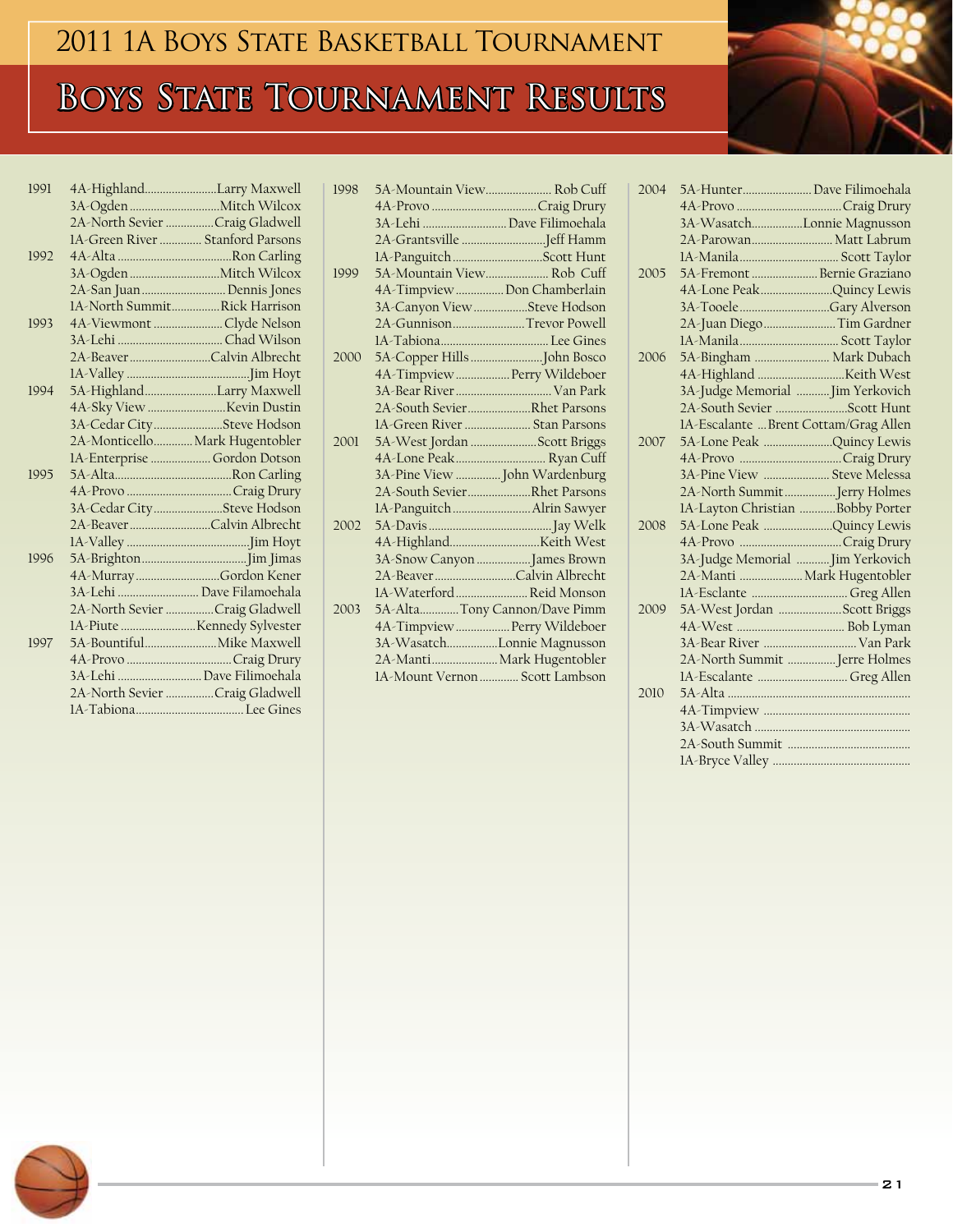# 2011 1A Boys State Basketball Tournament

## Boys State Tournament Results

| Year | Classification | Coach |
|---|---|---|
| 1991 | 4A-Highland | Larry Maxwell |
| | 3A-Ogden | Mitch Wilcox |
| | 2A-North Sevier | Craig Gladwell |
| | 1A-Green River | Stanford Parsons |
| 1992 | 4A-Alta | Ron Carling |
| | 3A-Ogden | Mitch Wilcox |
| | 2A-San Juan | Dennis Jones |
| | 1A-North Summit | Rick Harrison |
| 1993 | 4A-Viewmont | Clyde Nelson |
| | 3A-Lehi | Chad Wilson |
| | 2A-Beaver | Calvin Albrecht |
| | 1A-Valley | Jim Hoyt |
| 1994 | 5A-Highland | Larry Maxwell |
| | 4A-Sky View | Kevin Dustin |
| | 3A-Cedar City | Steve Hodson |
| | 2A-Monticello | Mark Hugentobler |
| | 1A-Enterprise | Gordon Dotson |
| 1995 | 5A-Alta | Ron Carling |
| | 4A-Provo | Craig Drury |
| | 3A-Cedar City | Steve Hodson |
| | 2A-Beaver | Calvin Albrecht |
| | 1A-Valley | Jim Hoyt |
| 1996 | 5A-Brighton | Jim Jimas |
| | 4A-Murray | Gordon Kener |
| | 3A-Lehi | Dave Filamoehala |
| | 2A-North Sevier | Craig Gladwell |
| | 1A-Piute | Kennedy Sylvester |
| 1997 | 5A-Bountiful | Mike Maxwell |
| | 4A-Provo | Craig Drury |
| | 3A-Lehi | Dave Filimoehala |
| | 2A-North Sevier | Craig Gladwell |
| | 1A-Tabiona | Lee Gines |
| 1998 | 5A-Mountain View | Rob Cuff |
| | 4A-Provo | Craig Drury |
| | 3A-Lehi | Dave Filimoehala |
| | 2A-Grantsville | Jeff Hamm |
| | 1A-Panguitch | Scott Hunt |
| 1999 | 5A-Mountain View | Rob Cuff |
| | 4A-Timpview | Don Chamberlain |
| | 3A-Canyon View | Steve Hodson |
| | 2A-Gunnison | Trevor Powell |
| | 1A-Tabiona | Lee Gines |
| 2000 | 5A-Copper Hills | John Bosco |
| | 4A-Timpview | Perry Wildeboer |
| | 3A-Bear River | Van Park |
| | 2A-South Sevier | Rhet Parsons |
| | 1A-Green River | Stan Parsons |
| 2001 | 5A-West Jordan | Scott Briggs |
| | 4A-Lone Peak | Ryan Cuff |
| | 3A-Pine View | John Wardenburg |
| | 2A-South Sevier | Rhet Parsons |
| | 1A-Panguitch | Alrin Sawyer |
| 2002 | 5A-Davis | Jay Welk |
| | 4A-Highland | Keith West |
| | 3A-Snow Canyon | James Brown |
| | 2A-Beaver | Calvin Albrecht |
| | 1A-Waterford | Reid Monson |
| 2003 | 5A-Alta | Tony Cannon/Dave Pimm |
| | 4A-Timpview | Perry Wildeboer |
| | 3A-Wasatch | Lonnie Magnusson |
| | 2A-Manti | Mark Hugentobler |
| | 1A-Mount Vernon | Scott Lambson |
| 2004 | 5A-Hunter | Dave Filimoehala |
| | 4A-Provo | Craig Drury |
| | 3A-Wasatch | Lonnie Magnusson |
| | 2A-Parowan | Matt Labrum |
| | 1A-Manila | Scott Taylor |
| 2005 | 5A-Fremont | Bernie Graziano |
| | 4A-Lone Peak | Quincy Lewis |
| | 3A-Tooele | Gary Alverson |
| | 2A-Juan Diego | Tim Gardner |
| | 1A-Manila | Scott Taylor |
| 2006 | 5A-Bingham | Mark Dubach |
| | 4A-Highland | Keith West |
| | 3A-Judge Memorial | Jim Yerkovich |
| | 2A-South Sevier | Scott Hunt |
| | 1A-Escalante | Brent Cottam/Grag Allen |
| 2007 | 5A-Lone Peak | Quincy Lewis |
| | 4A-Provo | Craig Drury |
| | 3A-Pine View | Steve Melessa |
| | 2A-North Summit | Jerry Holmes |
| | 1A-Layton Christian | Bobby Porter |
| 2008 | 5A-Lone Peak | Quincy Lewis |
| | 4A-Provo | Craig Drury |
| | 3A-Judge Memorial | Jim Yerkovich |
| | 2A-Manti | Mark Hugentobler |
| | 1A-Esclante | Greg Allen |
| 2009 | 5A-West Jordan | Scott Briggs |
| | 4A-West | Bob Lyman |
| | 3A-Bear River | Van Park |
| | 2A-North Summit | Jerre Holmes |
| | 1A-Escalante | Greg Allen |
| 2010 | 5A-Alta | |
| | 4A-Timpview | |
| | 3A-Wasatch | |
| | 2A-South Summit | |
| | 1A-Bryce Valley | |